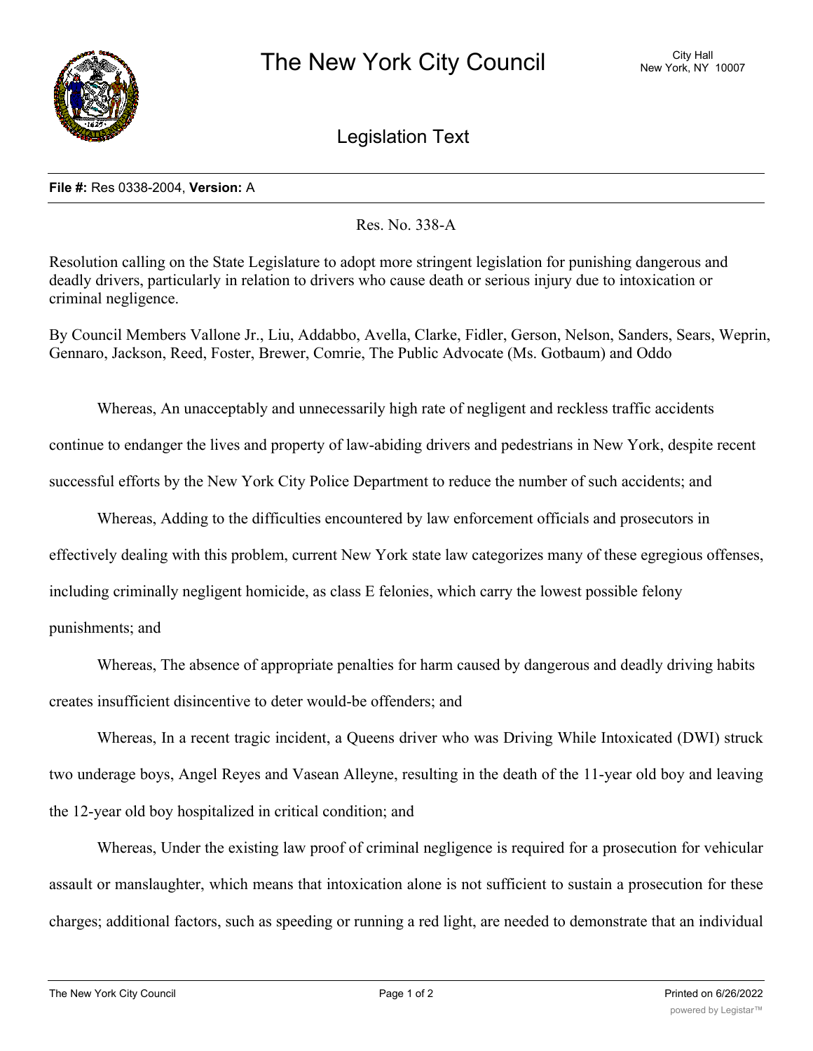**File #:** Res 0338-2004, **Version:** A

Res. No. 338-A

Resolution calling on the State Legislature to adopt more stringent legislation for punishing dangerous and deadly drivers, particularly in relation to drivers who cause death or serious injury due to intoxication or criminal negligence.

By Council Members Vallone Jr., Liu, Addabbo, Avella, Clarke, Fidler, Gerson, Nelson, Sanders, Sears, Weprin, Gennaro, Jackson, Reed, Foster, Brewer, Comrie, The Public Advocate (Ms. Gotbaum) and Oddo

Whereas, An unacceptably and unnecessarily high rate of negligent and reckless traffic accidents continue to endanger the lives and property of law-abiding drivers and pedestrians in New York, despite recent successful efforts by the New York City Police Department to reduce the number of such accidents; and

Whereas, Adding to the difficulties encountered by law enforcement officials and prosecutors in effectively dealing with this problem, current New York state law categorizes many of these egregious offenses, including criminally negligent homicide, as class E felonies, which carry the lowest possible felony punishments; and

Whereas, The absence of appropriate penalties for harm caused by dangerous and deadly driving habits creates insufficient disincentive to deter would-be offenders; and

Whereas, In a recent tragic incident, a Queens driver who was Driving While Intoxicated (DWI) struck two underage boys, Angel Reyes and Vasean Alleyne, resulting in the death of the 11-year old boy and leaving the 12-year old boy hospitalized in critical condition; and

Whereas, Under the existing law proof of criminal negligence is required for a prosecution for vehicular assault or manslaughter, which means that intoxication alone is not sufficient to sustain a prosecution for these charges; additional factors, such as speeding or running a red light, are needed to demonstrate that an individual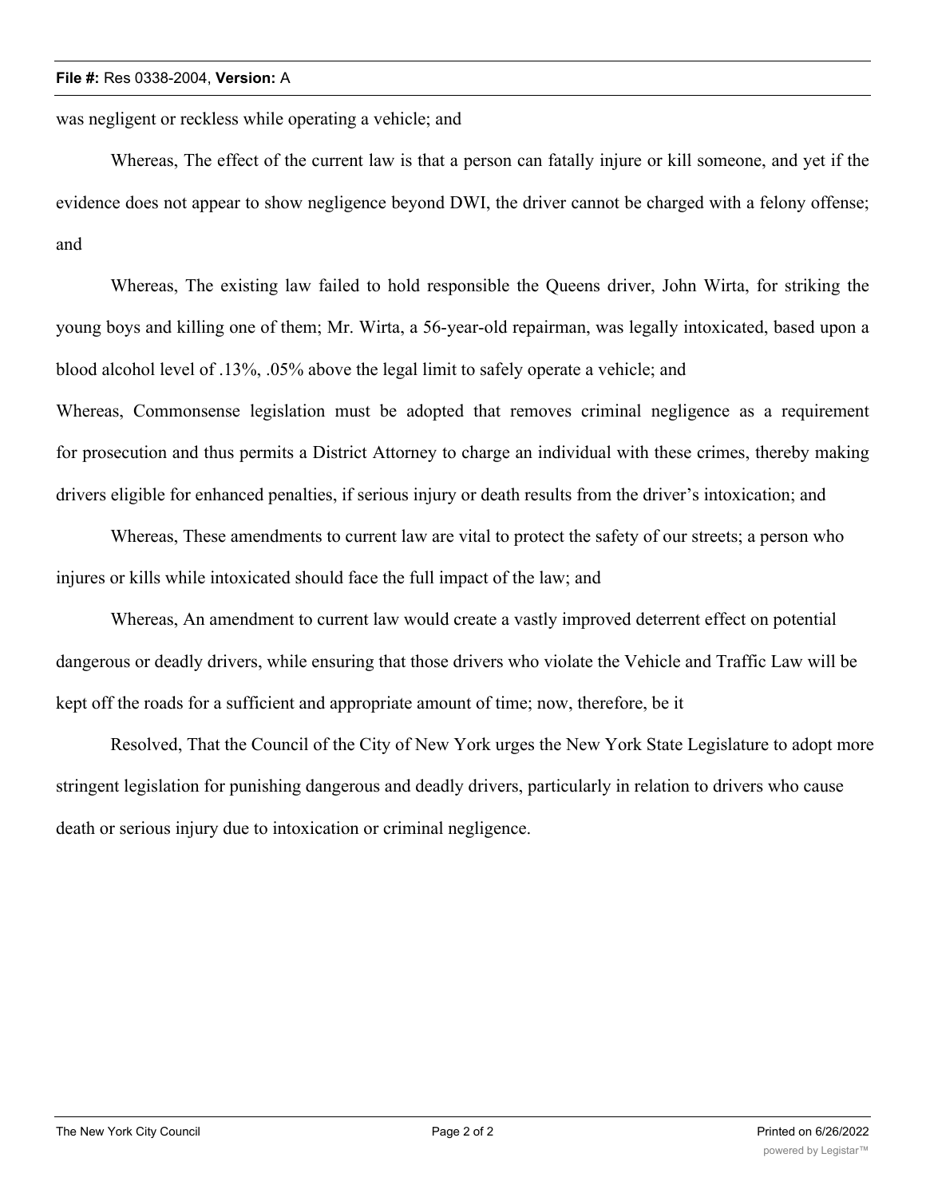was negligent or reckless while operating a vehicle; and

Whereas, The effect of the current law is that a person can fatally injure or kill someone, and yet if the evidence does not appear to show negligence beyond DWI, the driver cannot be charged with a felony offense; and

Whereas, The existing law failed to hold responsible the Queens driver, John Wirta, for striking the young boys and killing one of them; Mr. Wirta, a 56-year-old repairman, was legally intoxicated, based upon a blood alcohol level of .13%, .05% above the legal limit to safely operate a vehicle; and

Whereas, Commonsense legislation must be adopted that removes criminal negligence as a requirement for prosecution and thus permits a District Attorney to charge an individual with these crimes, thereby making drivers eligible for enhanced penalties, if serious injury or death results from the driver's intoxication; and

Whereas, These amendments to current law are vital to protect the safety of our streets; a person who injures or kills while intoxicated should face the full impact of the law; and

Whereas, An amendment to current law would create a vastly improved deterrent effect on potential dangerous or deadly drivers, while ensuring that those drivers who violate the Vehicle and Traffic Law will be kept off the roads for a sufficient and appropriate amount of time; now, therefore, be it

Resolved, That the Council of the City of New York urges the New York State Legislature to adopt more stringent legislation for punishing dangerous and deadly drivers, particularly in relation to drivers who cause death or serious injury due to intoxication or criminal negligence.